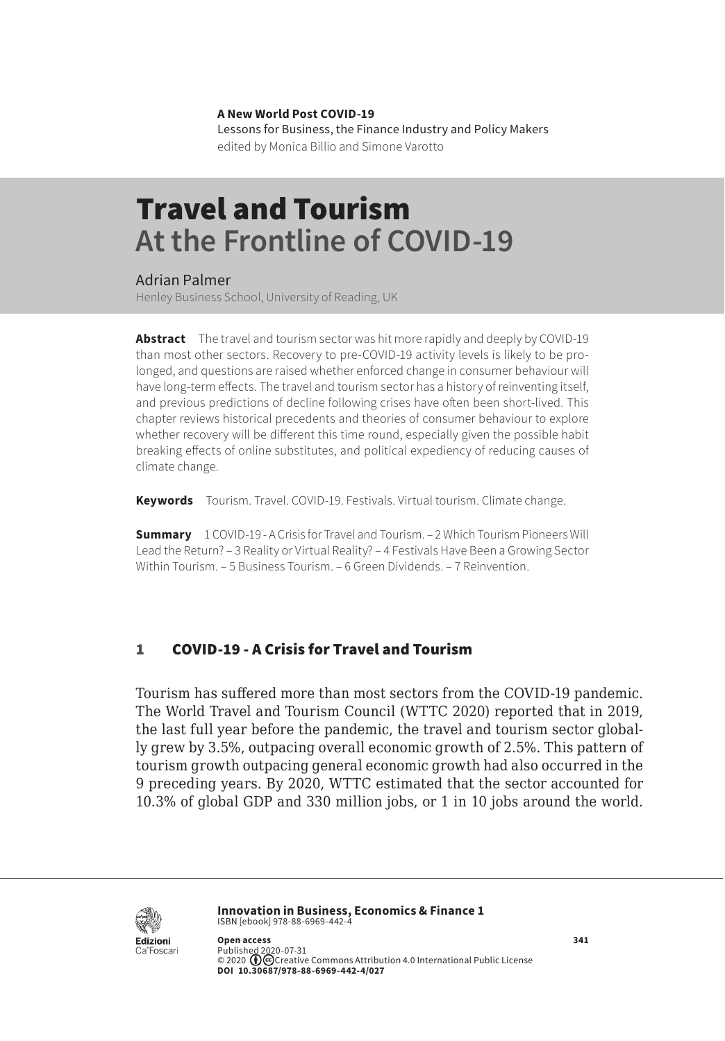**A New World Post COVID-19**
Lessons for Business, the Finance Industry and Policy Makers
edited by Monica Billio and Simone Varotto

# Travel and Tourism
## At the Frontline of COVID-19

Adrian Palmer
Henley Business School, University of Reading, UK

**Abstract** The travel and tourism sector was hit more rapidly and deeply by COVID-19 than most other sectors. Recovery to pre-COVID-19 activity levels is likely to be prolonged, and questions are raised whether enforced change in consumer behaviour will have long-term effects. The travel and tourism sector has a history of reinventing itself, and previous predictions of decline following crises have often been short-lived. This chapter reviews historical precedents and theories of consumer behaviour to explore whether recovery will be different this time round, especially given the possible habit breaking effects of online substitutes, and political expediency of reducing causes of climate change.

**Keywords** Tourism. Travel. COVID-19. Festivals. Virtual tourism. Climate change.

**Summary** 1 COVID-19 - A Crisis for Travel and Tourism. – 2 Which Tourism Pioneers Will Lead the Return? – 3 Reality or Virtual Reality? – 4 Festivals Have Been a Growing Sector Within Tourism. – 5 Business Tourism. – 6 Green Dividends. – 7 Reinvention.

## 1 COVID-19 - A Crisis for Travel and Tourism

Tourism has suffered more than most sectors from the COVID-19 pandemic. The World Travel and Tourism Council (WTTC 2020) reported that in 2019, the last full year before the pandemic, the travel and tourism sector globally grew by 3.5%, outpacing overall economic growth of 2.5%. This pattern of tourism growth outpacing general economic growth had also occurred in the 9 preceding years. By 2020, WTTC estimated that the sector accounted for 10.3% of global GDP and 330 million jobs, or 1 in 10 jobs around the world.

**Innovation in Business, Economics & Finance 1**
ISBN [ebook] 978-88-6969-442-4

**Open access**
Published 2020-07-31
© 2020 Creative Commons Attribution 4.0 International Public License
**DOI 10.30687/978-88-6969-442-4/027**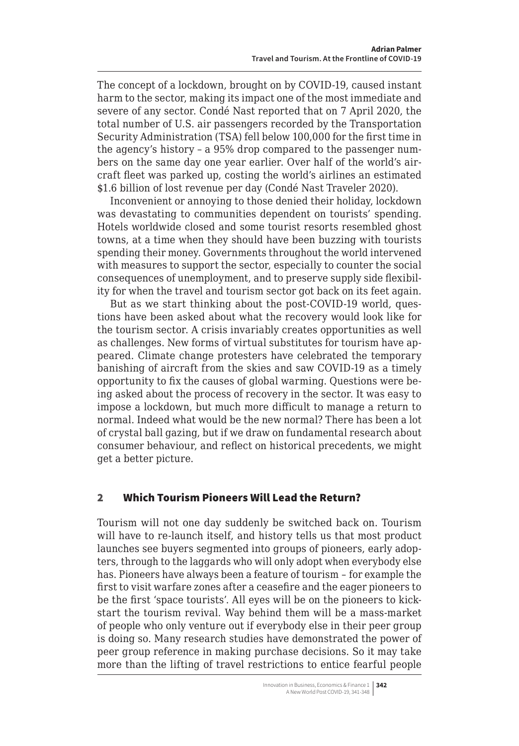The concept of a lockdown, brought on by COVID-19, caused instant harm to the sector, making its impact one of the most immediate and severe of any sector. Condé Nast reported that on 7 April 2020, the total number of U.S. air passengers recorded by the Transportation Security Administration (TSA) fell below 100,000 for the first time in the agency's history – a 95% drop compared to the passenger numbers on the same day one year earlier. Over half of the world's aircraft fleet was parked up, costing the world's airlines an estimated \$1.6 billion of lost revenue per day (Condé Nast Traveler 2020).

Inconvenient or annoying to those denied their holiday, lockdown was devastating to communities dependent on tourists' spending. Hotels worldwide closed and some tourist resorts resembled ghost towns, at a time when they should have been buzzing with tourists spending their money. Governments throughout the world intervened with measures to support the sector, especially to counter the social consequences of unemployment, and to preserve supply side flexibility for when the travel and tourism sector got back on its feet again.

But as we start thinking about the post-COVID-19 world, questions have been asked about what the recovery would look like for the tourism sector. A crisis invariably creates opportunities as well as challenges. New forms of virtual substitutes for tourism have appeared. Climate change protesters have celebrated the temporary banishing of aircraft from the skies and saw COVID-19 as a timely opportunity to fix the causes of global warming. Questions were being asked about the process of recovery in the sector. It was easy to impose a lockdown, but much more difficult to manage a return to normal. Indeed what would be the new normal? There has been a lot of crystal ball gazing, but if we draw on fundamental research about consumer behaviour, and reflect on historical precedents, we might get a better picture.

## 2 Which Tourism Pioneers Will Lead the Return?

Tourism will not one day suddenly be switched back on. Tourism will have to re-launch itself, and history tells us that most product launches see buyers segmented into groups of pioneers, early adopters, through to the laggards who will only adopt when everybody else has. Pioneers have always been a feature of tourism – for example the first to visit warfare zones after a ceasefire and the eager pioneers to be the first 'space tourists'. All eyes will be on the pioneers to kick-start the tourism revival. Way behind them will be a mass-market of people who only venture out if everybody else in their peer group is doing so. Many research studies have demonstrated the power of peer group reference in making purchase decisions. So it may take more than the lifting of travel restrictions to entice fearful people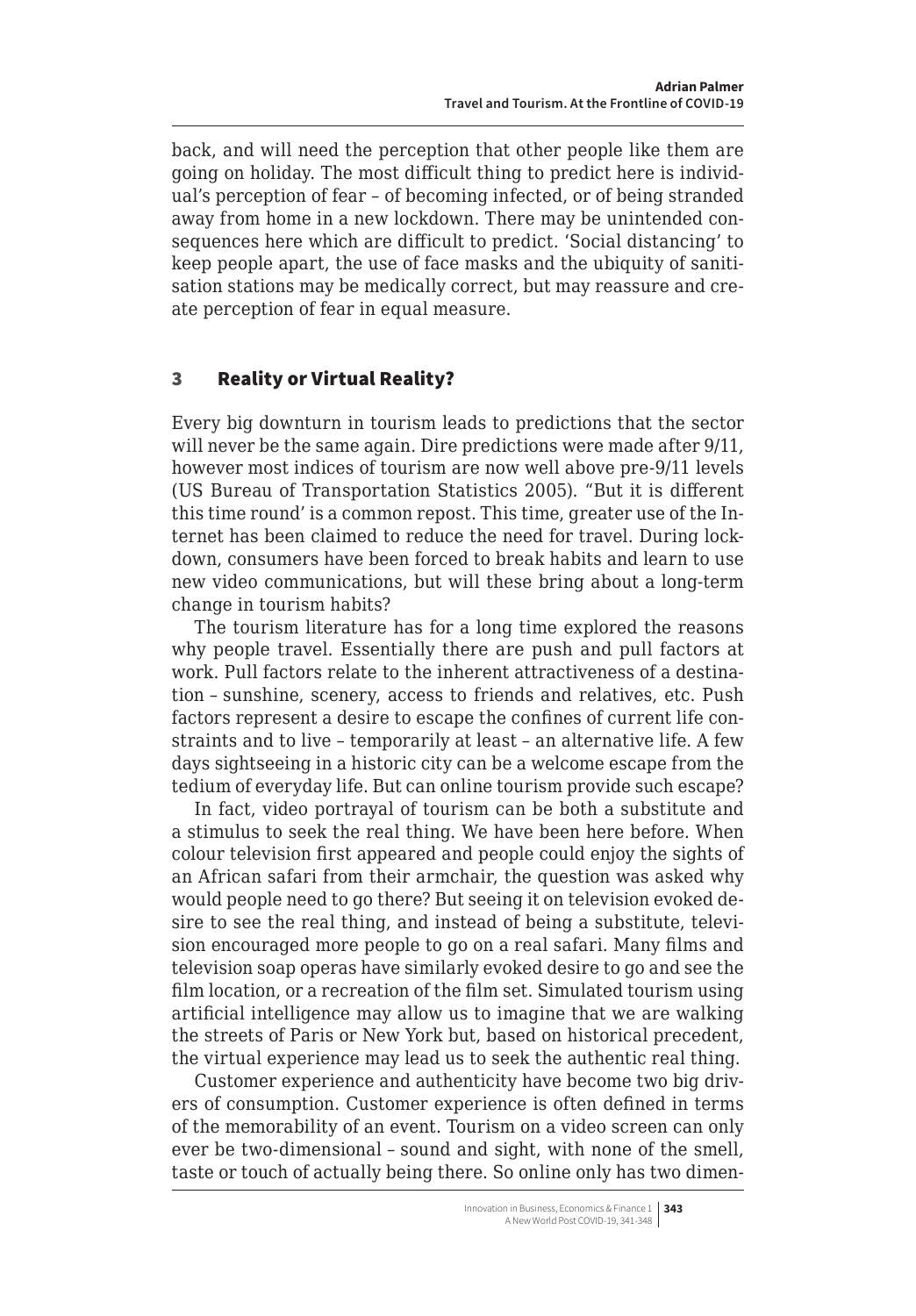back, and will need the perception that other people like them are going on holiday. The most difficult thing to predict here is individual's perception of fear – of becoming infected, or of being stranded away from home in a new lockdown. There may be unintended consequences here which are difficult to predict. 'Social distancing' to keep people apart, the use of face masks and the ubiquity of sanitisation stations may be medically correct, but may reassure and create perception of fear in equal measure.

## 3 Reality or Virtual Reality?

Every big downturn in tourism leads to predictions that the sector will never be the same again. Dire predictions were made after 9/11, however most indices of tourism are now well above pre-9/11 levels (US Bureau of Transportation Statistics 2005). "But it is different this time round' is a common repost. This time, greater use of the Internet has been claimed to reduce the need for travel. During lockdown, consumers have been forced to break habits and learn to use new video communications, but will these bring about a long-term change in tourism habits?

The tourism literature has for a long time explored the reasons why people travel. Essentially there are push and pull factors at work. Pull factors relate to the inherent attractiveness of a destination – sunshine, scenery, access to friends and relatives, etc. Push factors represent a desire to escape the confines of current life constraints and to live – temporarily at least – an alternative life. A few days sightseeing in a historic city can be a welcome escape from the tedium of everyday life. But can online tourism provide such escape?

In fact, video portrayal of tourism can be both a substitute and a stimulus to seek the real thing. We have been here before. When colour television first appeared and people could enjoy the sights of an African safari from their armchair, the question was asked why would people need to go there? But seeing it on television evoked desire to see the real thing, and instead of being a substitute, television encouraged more people to go on a real safari. Many films and television soap operas have similarly evoked desire to go and see the film location, or a recreation of the film set. Simulated tourism using artificial intelligence may allow us to imagine that we are walking the streets of Paris or New York but, based on historical precedent, the virtual experience may lead us to seek the authentic real thing.

Customer experience and authenticity have become two big drivers of consumption. Customer experience is often defined in terms of the memorability of an event. Tourism on a video screen can only ever be two-dimensional – sound and sight, with none of the smell, taste or touch of actually being there. So online only has two dimen-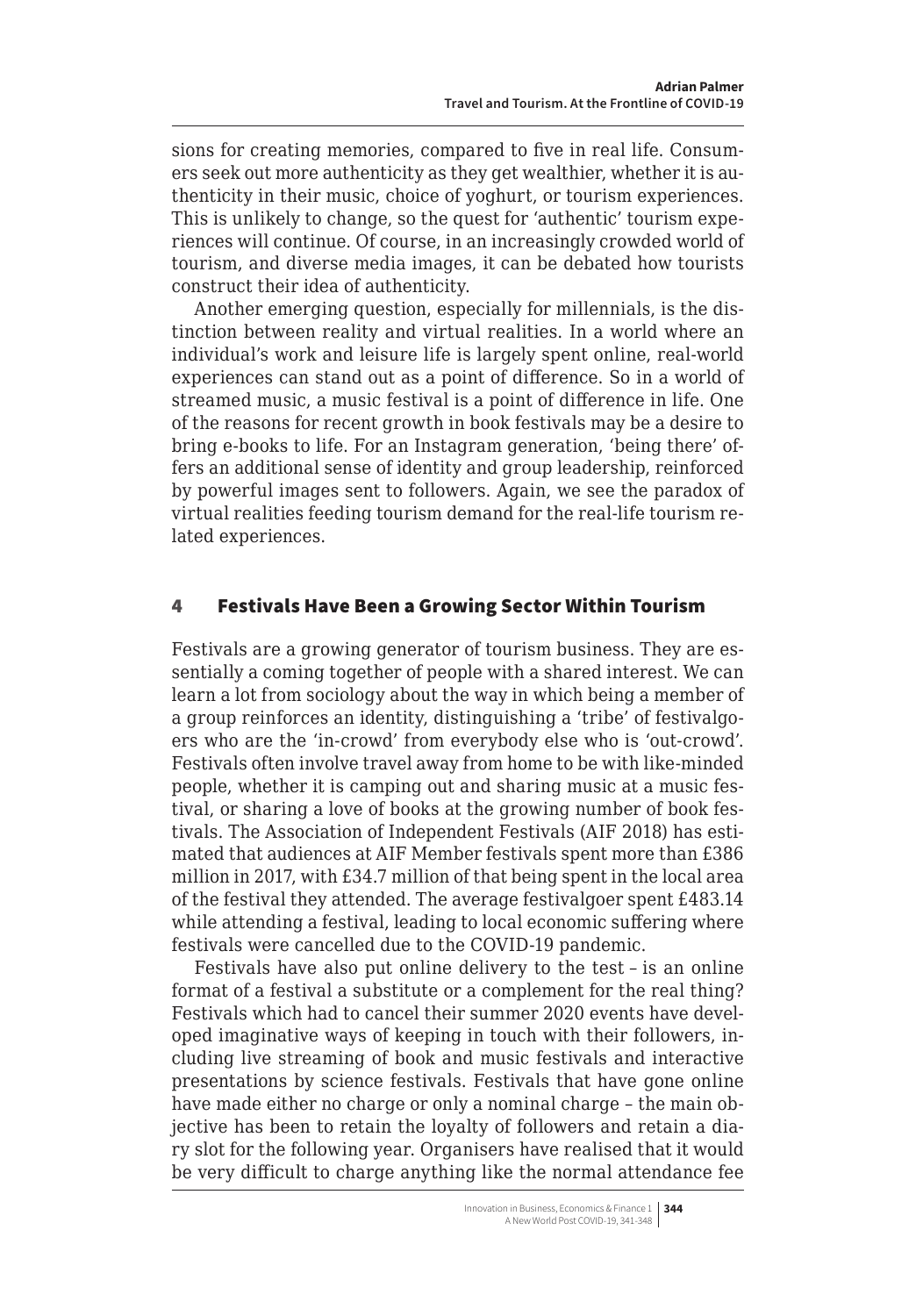sions for creating memories, compared to five in real life. Consumers seek out more authenticity as they get wealthier, whether it is authenticity in their music, choice of yoghurt, or tourism experiences. This is unlikely to change, so the quest for 'authentic' tourism experiences will continue. Of course, in an increasingly crowded world of tourism, and diverse media images, it can be debated how tourists construct their idea of authenticity.

Another emerging question, especially for millennials, is the distinction between reality and virtual realities. In a world where an individual's work and leisure life is largely spent online, real-world experiences can stand out as a point of difference. So in a world of streamed music, a music festival is a point of difference in life. One of the reasons for recent growth in book festivals may be a desire to bring e-books to life. For an Instagram generation, 'being there' offers an additional sense of identity and group leadership, reinforced by powerful images sent to followers. Again, we see the paradox of virtual realities feeding tourism demand for the real-life tourism related experiences.

## 4 Festivals Have Been a Growing Sector Within Tourism

Festivals are a growing generator of tourism business. They are essentially a coming together of people with a shared interest. We can learn a lot from sociology about the way in which being a member of a group reinforces an identity, distinguishing a 'tribe' of festivalgoers who are the 'in-crowd' from everybody else who is 'out-crowd'. Festivals often involve travel away from home to be with like-minded people, whether it is camping out and sharing music at a music festival, or sharing a love of books at the growing number of book festivals. The Association of Independent Festivals (AIF 2018) has estimated that audiences at AIF Member festivals spent more than £386 million in 2017, with £34.7 million of that being spent in the local area of the festival they attended. The average festivalgoer spent £483.14 while attending a festival, leading to local economic suffering where festivals were cancelled due to the COVID-19 pandemic.

Festivals have also put online delivery to the test – is an online format of a festival a substitute or a complement for the real thing? Festivals which had to cancel their summer 2020 events have developed imaginative ways of keeping in touch with their followers, including live streaming of book and music festivals and interactive presentations by science festivals. Festivals that have gone online have made either no charge or only a nominal charge – the main objective has been to retain the loyalty of followers and retain a diary slot for the following year. Organisers have realised that it would be very difficult to charge anything like the normal attendance fee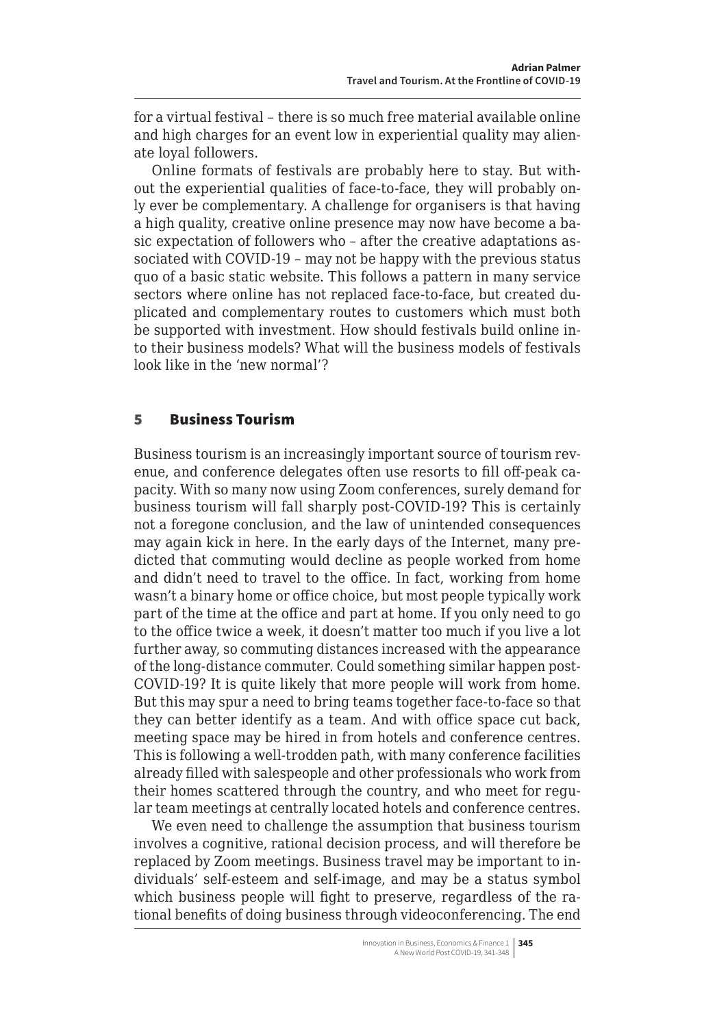for a virtual festival – there is so much free material available online and high charges for an event low in experiential quality may alienate loyal followers.

Online formats of festivals are probably here to stay. But without the experiential qualities of face-to-face, they will probably only ever be complementary. A challenge for organisers is that having a high quality, creative online presence may now have become a basic expectation of followers who – after the creative adaptations associated with COVID-19 – may not be happy with the previous status quo of a basic static website. This follows a pattern in many service sectors where online has not replaced face-to-face, but created duplicated and complementary routes to customers which must both be supported with investment. How should festivals build online into their business models? What will the business models of festivals look like in the 'new normal'?

## 5 Business Tourism

Business tourism is an increasingly important source of tourism revenue, and conference delegates often use resorts to fill off-peak capacity. With so many now using Zoom conferences, surely demand for business tourism will fall sharply post-COVID-19? This is certainly not a foregone conclusion, and the law of unintended consequences may again kick in here. In the early days of the Internet, many predicted that commuting would decline as people worked from home and didn't need to travel to the office. In fact, working from home wasn't a binary home or office choice, but most people typically work part of the time at the office and part at home. If you only need to go to the office twice a week, it doesn't matter too much if you live a lot further away, so commuting distances increased with the appearance of the long-distance commuter. Could something similar happen post-COVID-19? It is quite likely that more people will work from home. But this may spur a need to bring teams together face-to-face so that they can better identify as a team. And with office space cut back, meeting space may be hired in from hotels and conference centres. This is following a well-trodden path, with many conference facilities already filled with salespeople and other professionals who work from their homes scattered through the country, and who meet for regular team meetings at centrally located hotels and conference centres.

We even need to challenge the assumption that business tourism involves a cognitive, rational decision process, and will therefore be replaced by Zoom meetings. Business travel may be important to individuals' self-esteem and self-image, and may be a status symbol which business people will fight to preserve, regardless of the rational benefits of doing business through videoconferencing. The end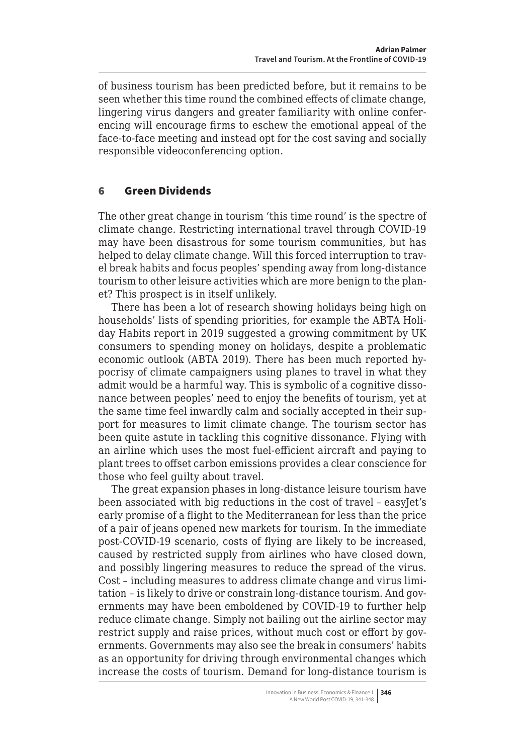of business tourism has been predicted before, but it remains to be seen whether this time round the combined effects of climate change, lingering virus dangers and greater familiarity with online conferencing will encourage firms to eschew the emotional appeal of the face-to-face meeting and instead opt for the cost saving and socially responsible videoconferencing option.

## 6 Green Dividends

The other great change in tourism 'this time round' is the spectre of climate change. Restricting international travel through COVID-19 may have been disastrous for some tourism communities, but has helped to delay climate change. Will this forced interruption to travel break habits and focus peoples' spending away from long-distance tourism to other leisure activities which are more benign to the planet? This prospect is in itself unlikely.

There has been a lot of research showing holidays being high on households' lists of spending priorities, for example the ABTA Holiday Habits report in 2019 suggested a growing commitment by UK consumers to spending money on holidays, despite a problematic economic outlook (ABTA 2019). There has been much reported hypocrisy of climate campaigners using planes to travel in what they admit would be a harmful way. This is symbolic of a cognitive dissonance between peoples' need to enjoy the benefits of tourism, yet at the same time feel inwardly calm and socially accepted in their support for measures to limit climate change. The tourism sector has been quite astute in tackling this cognitive dissonance. Flying with an airline which uses the most fuel-efficient aircraft and paying to plant trees to offset carbon emissions provides a clear conscience for those who feel guilty about travel.

The great expansion phases in long-distance leisure tourism have been associated with big reductions in the cost of travel – easyJet's early promise of a flight to the Mediterranean for less than the price of a pair of jeans opened new markets for tourism. In the immediate post-COVID-19 scenario, costs of flying are likely to be increased, caused by restricted supply from airlines who have closed down, and possibly lingering measures to reduce the spread of the virus. Cost – including measures to address climate change and virus limitation – is likely to drive or constrain long-distance tourism. And governments may have been emboldened by COVID-19 to further help reduce climate change. Simply not bailing out the airline sector may restrict supply and raise prices, without much cost or effort by governments. Governments may also see the break in consumers' habits as an opportunity for driving through environmental changes which increase the costs of tourism. Demand for long-distance tourism is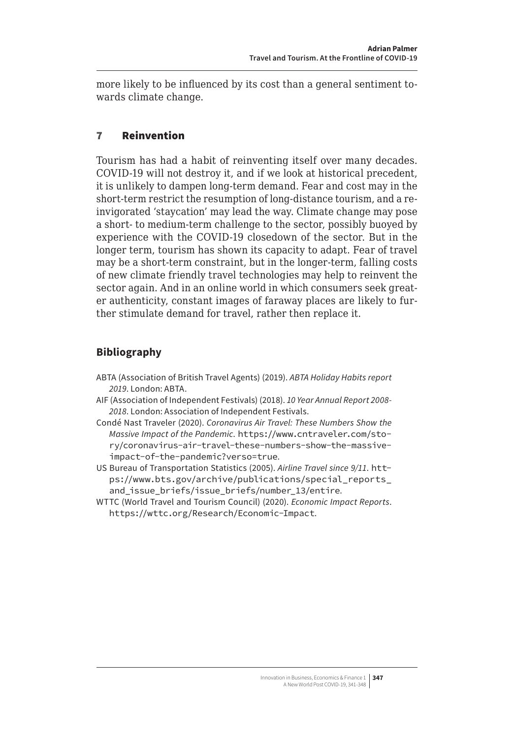more likely to be influenced by its cost than a general sentiment towards climate change.

## 7 Reinvention

Tourism has had a habit of reinventing itself over many decades. COVID-19 will not destroy it, and if we look at historical precedent, it is unlikely to dampen long-term demand. Fear and cost may in the short-term restrict the resumption of long-distance tourism, and a reinvigorated 'staycation' may lead the way. Climate change may pose a short- to medium-term challenge to the sector, possibly buoyed by experience with the COVID-19 closedown of the sector. But in the longer term, tourism has shown its capacity to adapt. Fear of travel may be a short-term constraint, but in the longer-term, falling costs of new climate friendly travel technologies may help to reinvent the sector again. And in an online world in which consumers seek greater authenticity, constant images of faraway places are likely to further stimulate demand for travel, rather then replace it.

## Bibliography

ABTA (Association of British Travel Agents) (2019). *ABTA Holiday Habits report 2019*. London: ABTA.

AIF (Association of Independent Festivals) (2018). *10 Year Annual Report 2008-2018*. London: Association of Independent Festivals.

Condé Nast Traveler (2020). *Coronavirus Air Travel: These Numbers Show the Massive Impact of the Pandemic*. https://www.cntraveler.com/story/coronavirus-air-travel-these-numbers-show-the-massive-impact-of-the-pandemic?verso=true.

US Bureau of Transportation Statistics (2005). *Airline Travel since 9/11*. https://www.bts.gov/archive/publications/special_reports_and_issue_briefs/issue_briefs/number_13/entire.

WTTC (World Travel and Tourism Council) (2020). *Economic Impact Reports*. https://wttc.org/Research/Economic-Impact.